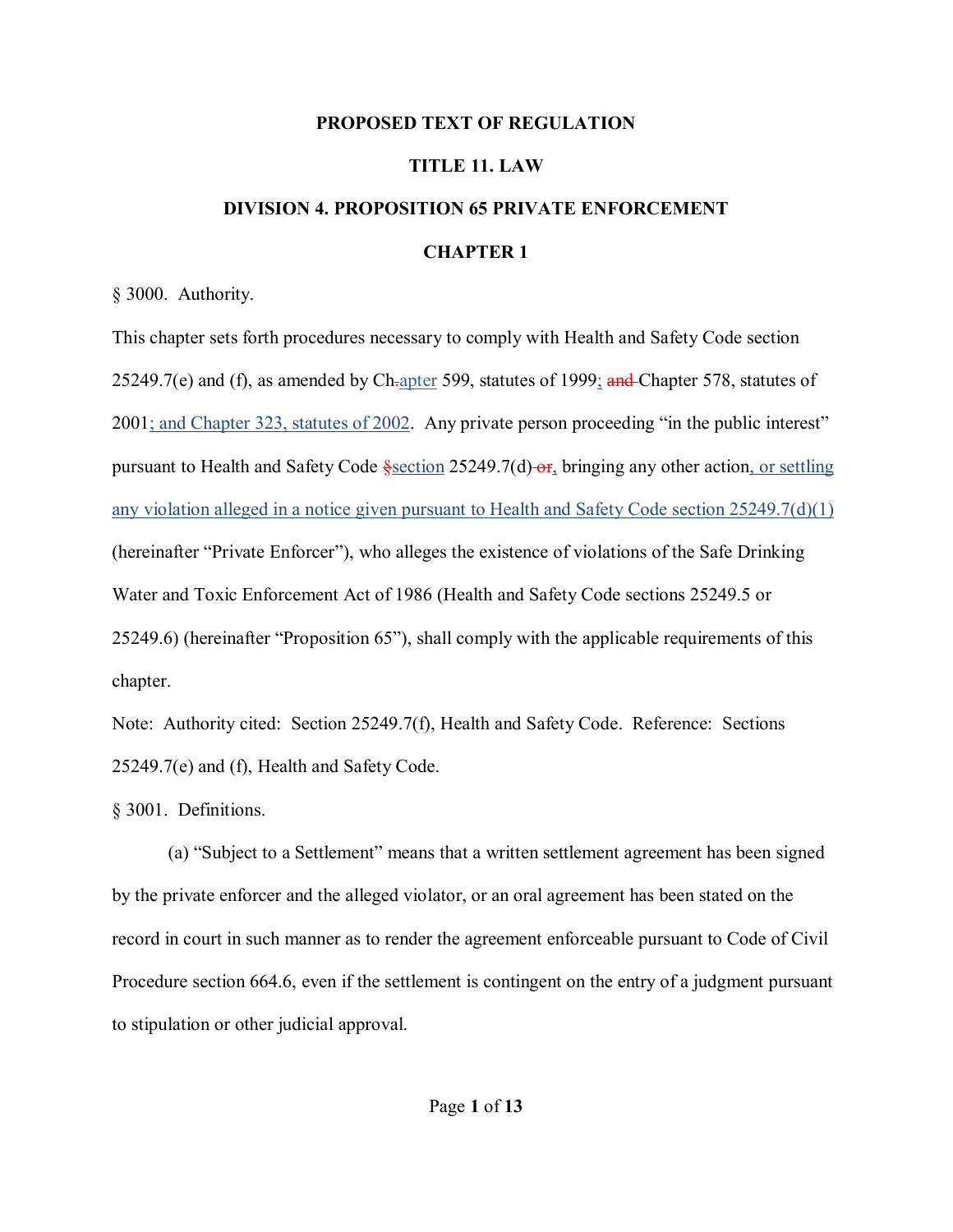# PROPOSED TEXT OF REGULATION

## TITLE 11. LAW

## DIVISION 4. PROPOSITION 65 PRIVATE ENFORCEMENT

## CHAPTER 1

§ 3000. Authority.

This chapter sets forth procedures necessary to comply with Health and Safety Code section 25249.7(e) and (f), as amended by Ch~~.~~<u>apter</u> 599, statutes of 1999<u>;</u> ~~and~~ Chapter 578, statutes of 2001<u>; and Chapter 323, statutes of 2002</u>. Any private person proceeding "in the public interest" pursuant to Health and Safety Code ~~§~~<u>section</u> 25249.7(d)~~ or~~<u>,</u> bringing any other action<u>, or settling any violation alleged in a notice given pursuant to Health and Safety Code section 25249.7(d)(1)</u> (hereinafter "Private Enforcer"), who alleges the existence of violations of the Safe Drinking Water and Toxic Enforcement Act of 1986 (Health and Safety Code sections 25249.5 or 25249.6) (hereinafter "Proposition 65"), shall comply with the applicable requirements of this chapter.

Note: Authority cited: Section 25249.7(f), Health and Safety Code. Reference: Sections 25249.7(e) and (f), Health and Safety Code.

§ 3001. Definitions.

(a) "Subject to a Settlement" means that a written settlement agreement has been signed by the private enforcer and the alleged violator, or an oral agreement has been stated on the record in court in such manner as to render the agreement enforceable pursuant to Code of Civil Procedure section 664.6, even if the settlement is contingent on the entry of a judgment pursuant to stipulation or other judicial approval.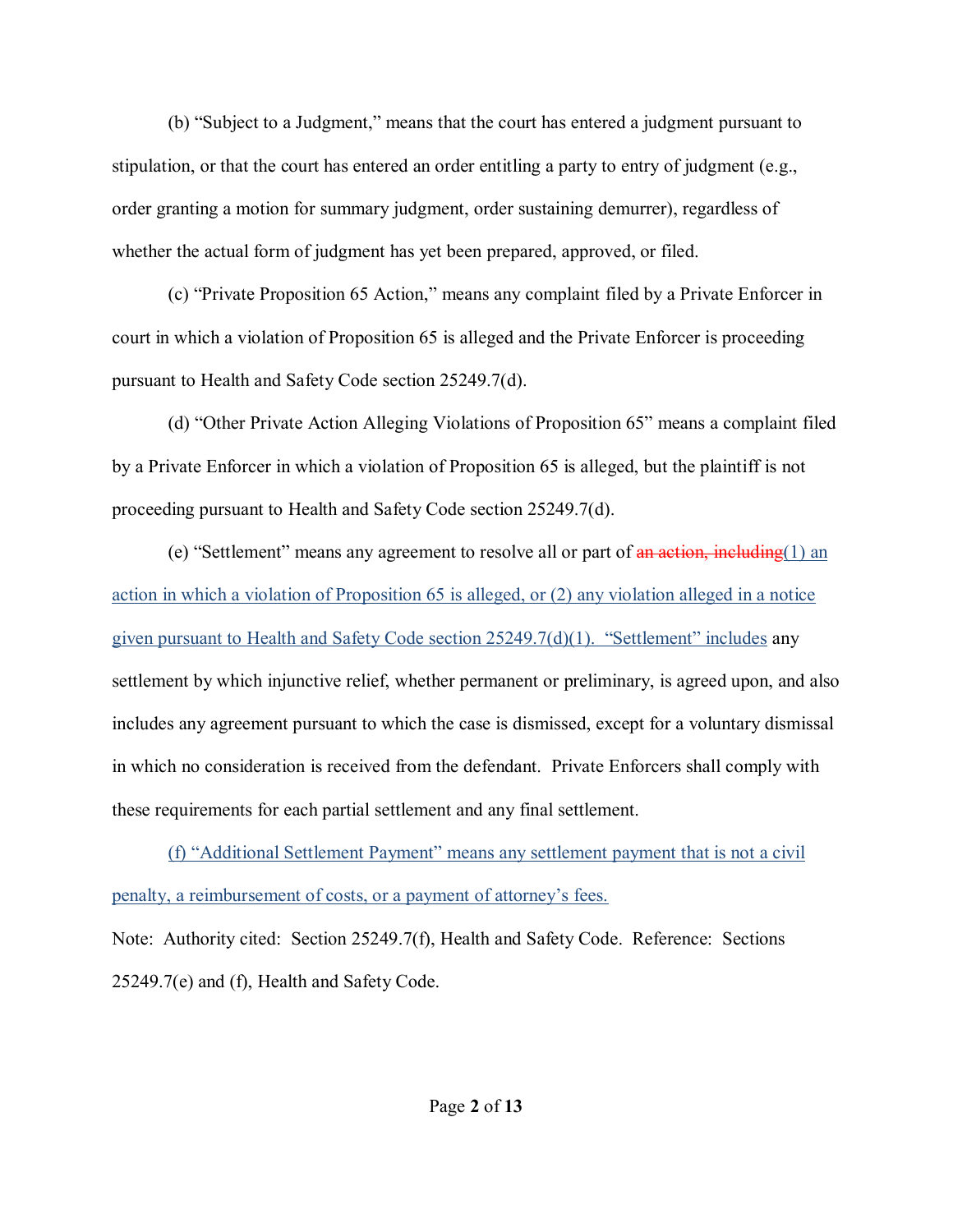(b) "Subject to a Judgment," means that the court has entered a judgment pursuant to stipulation, or that the court has entered an order entitling a party to entry of judgment (e.g., order granting a motion for summary judgment, order sustaining demurrer), regardless of whether the actual form of judgment has yet been prepared, approved, or filed.

(c) "Private Proposition 65 Action," means any complaint filed by a Private Enforcer in court in which a violation of Proposition 65 is alleged and the Private Enforcer is proceeding pursuant to Health and Safety Code section 25249.7(d).

(d) "Other Private Action Alleging Violations of Proposition 65" means a complaint filed by a Private Enforcer in which a violation of Proposition 65 is alleged, but the plaintiff is not proceeding pursuant to Health and Safety Code section 25249.7(d).

(e) "Settlement" means any agreement to resolve all or part of ~~an action, including~~<u>(1) an action in which a violation of Proposition 65 is alleged, or (2) any violation alleged in a notice given pursuant to Health and Safety Code section 25249.7(d)(1). "Settlement" includes</u> any settlement by which injunctive relief, whether permanent or preliminary, is agreed upon, and also includes any agreement pursuant to which the case is dismissed, except for a voluntary dismissal in which no consideration is received from the defendant. Private Enforcers shall comply with these requirements for each partial settlement and any final settlement.

<u>(f) "Additional Settlement Payment" means any settlement payment that is not a civil penalty, a reimbursement of costs, or a payment of attorney's fees.</u>

Note: Authority cited: Section 25249.7(f), Health and Safety Code. Reference: Sections 25249.7(e) and (f), Health and Safety Code.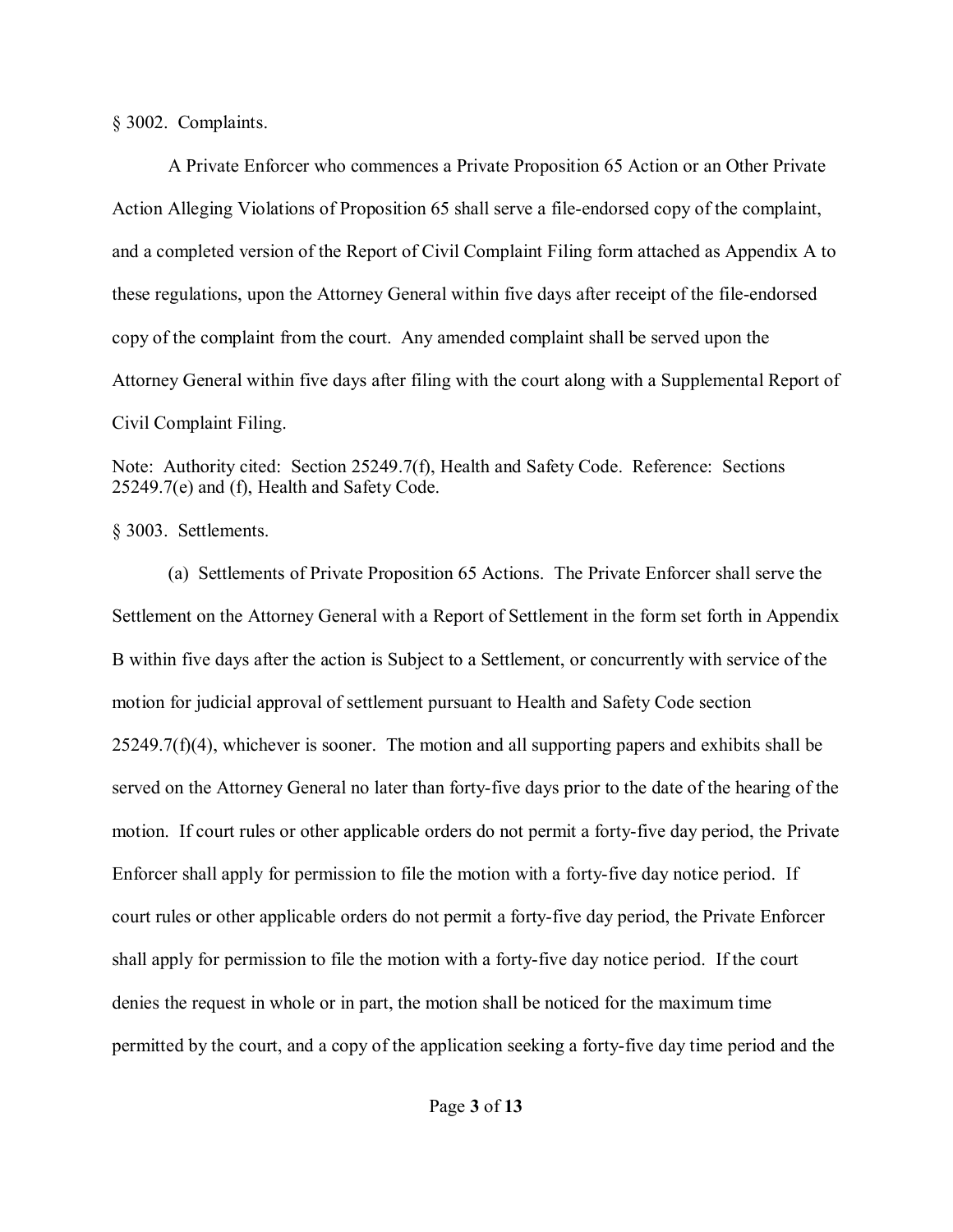§ 3002. Complaints.

A Private Enforcer who commences a Private Proposition 65 Action or an Other Private Action Alleging Violations of Proposition 65 shall serve a file-endorsed copy of the complaint, and a completed version of the Report of Civil Complaint Filing form attached as Appendix A to these regulations, upon the Attorney General within five days after receipt of the file-endorsed copy of the complaint from the court. Any amended complaint shall be served upon the Attorney General within five days after filing with the court along with a Supplemental Report of Civil Complaint Filing.

Note: Authority cited: Section 25249.7(f), Health and Safety Code. Reference: Sections 25249.7(e) and (f), Health and Safety Code.

§ 3003. Settlements.

(a) Settlements of Private Proposition 65 Actions. The Private Enforcer shall serve the Settlement on the Attorney General with a Report of Settlement in the form set forth in Appendix B within five days after the action is Subject to a Settlement, or concurrently with service of the motion for judicial approval of settlement pursuant to Health and Safety Code section 25249.7(f)(4), whichever is sooner. The motion and all supporting papers and exhibits shall be served on the Attorney General no later than forty-five days prior to the date of the hearing of the motion. If court rules or other applicable orders do not permit a forty-five day period, the Private Enforcer shall apply for permission to file the motion with a forty-five day notice period. If court rules or other applicable orders do not permit a forty-five day period, the Private Enforcer shall apply for permission to file the motion with a forty-five day notice period. If the court denies the request in whole or in part, the motion shall be noticed for the maximum time permitted by the court, and a copy of the application seeking a forty-five day time period and the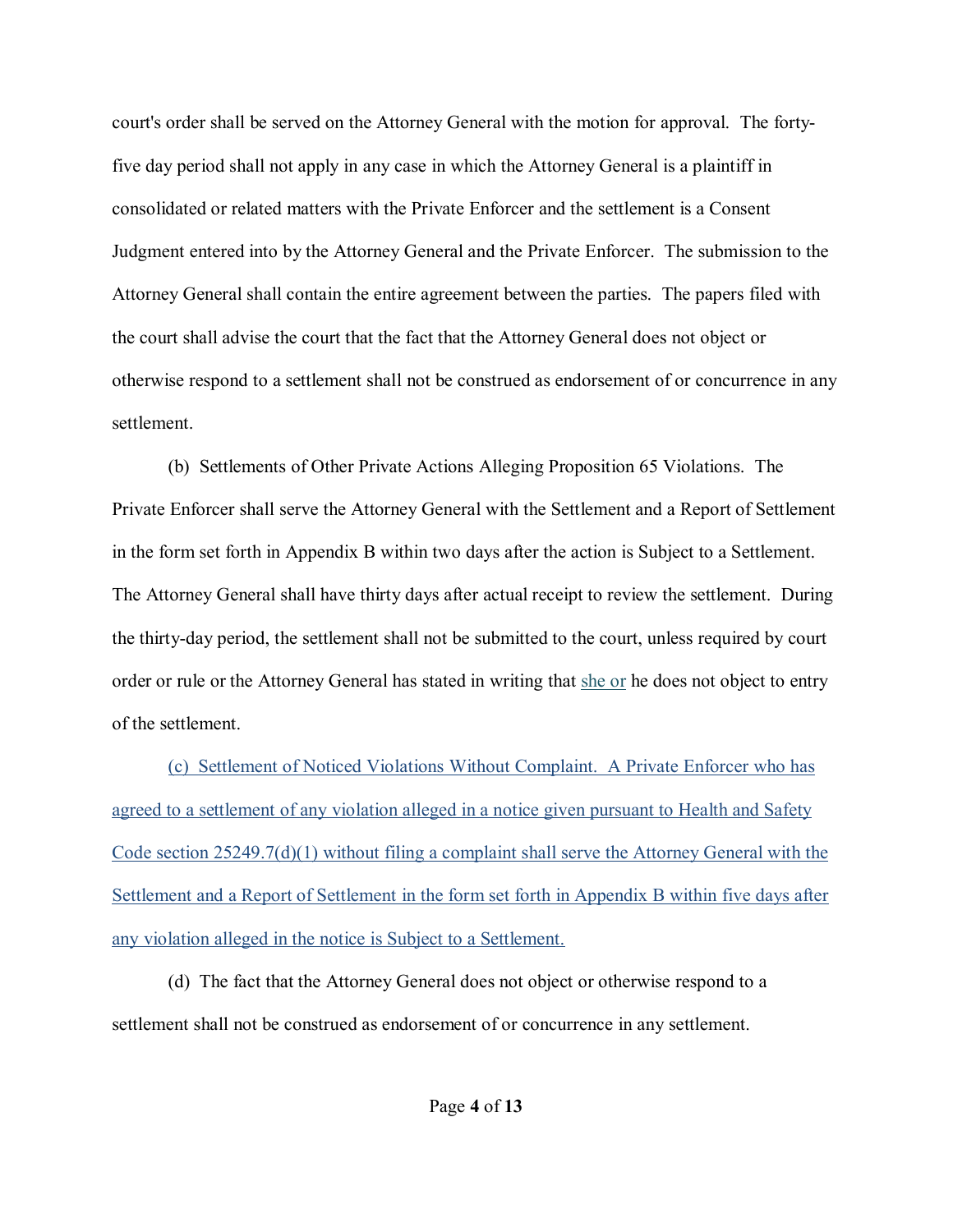court's order shall be served on the Attorney General with the motion for approval. The forty-five day period shall not apply in any case in which the Attorney General is a plaintiff in consolidated or related matters with the Private Enforcer and the settlement is a Consent Judgment entered into by the Attorney General and the Private Enforcer. The submission to the Attorney General shall contain the entire agreement between the parties. The papers filed with the court shall advise the court that the fact that the Attorney General does not object or otherwise respond to a settlement shall not be construed as endorsement of or concurrence in any settlement.

(b) Settlements of Other Private Actions Alleging Proposition 65 Violations. The Private Enforcer shall serve the Attorney General with the Settlement and a Report of Settlement in the form set forth in Appendix B within two days after the action is Subject to a Settlement. The Attorney General shall have thirty days after actual receipt to review the settlement. During the thirty-day period, the settlement shall not be submitted to the court, unless required by court order or rule or the Attorney General has stated in writing that she or he does not object to entry of the settlement.

(c) Settlement of Noticed Violations Without Complaint. A Private Enforcer who has agreed to a settlement of any violation alleged in a notice given pursuant to Health and Safety Code section 25249.7(d)(1) without filing a complaint shall serve the Attorney General with the Settlement and a Report of Settlement in the form set forth in Appendix B within five days after any violation alleged in the notice is Subject to a Settlement.

(d) The fact that the Attorney General does not object or otherwise respond to a settlement shall not be construed as endorsement of or concurrence in any settlement.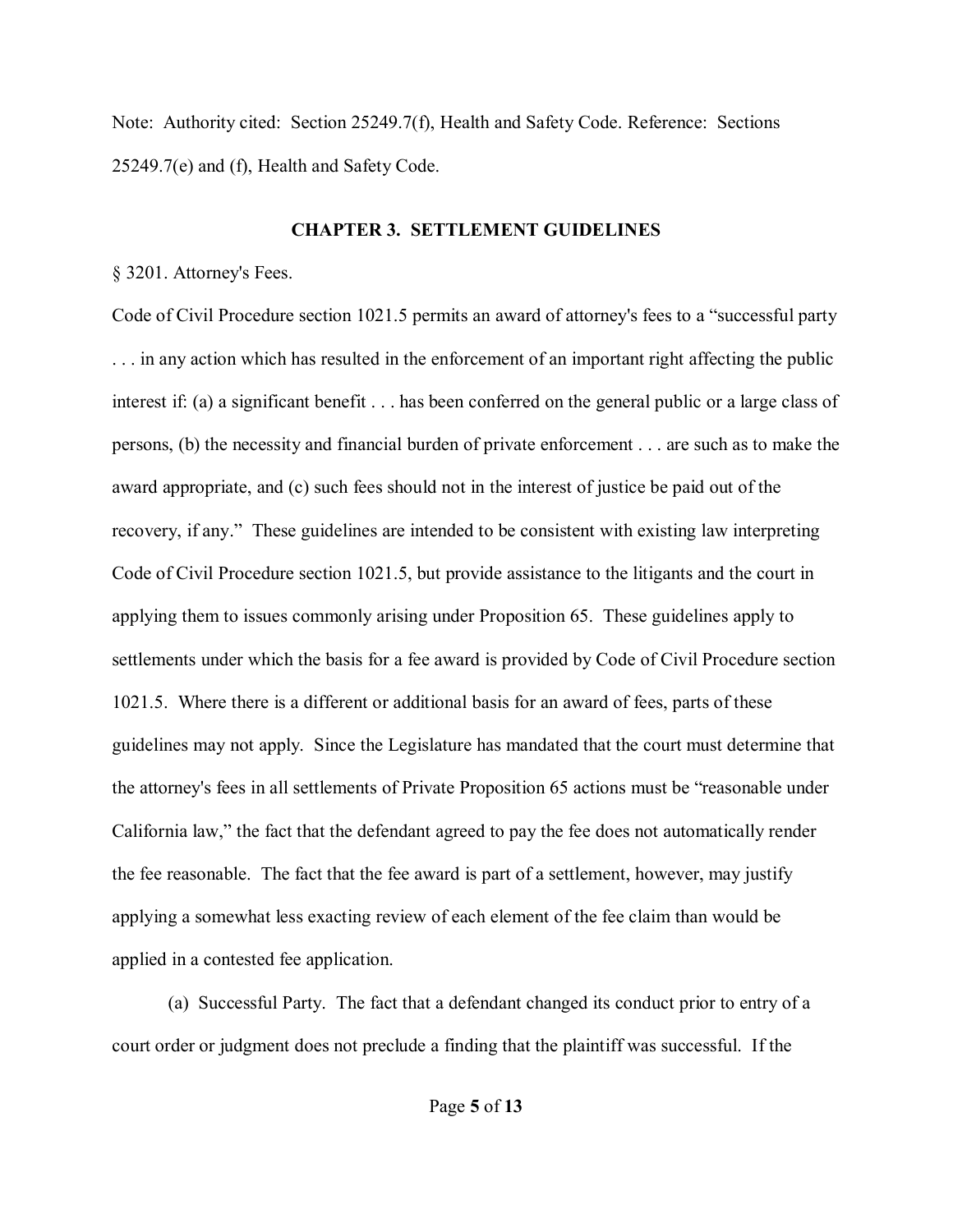Note: Authority cited: Section 25249.7(f), Health and Safety Code. Reference: Sections 25249.7(e) and (f), Health and Safety Code.

## CHAPTER 3. SETTLEMENT GUIDELINES

§ 3201. Attorney's Fees.

Code of Civil Procedure section 1021.5 permits an award of attorney's fees to a "successful party . . . in any action which has resulted in the enforcement of an important right affecting the public interest if: (a) a significant benefit . . . has been conferred on the general public or a large class of persons, (b) the necessity and financial burden of private enforcement . . . are such as to make the award appropriate, and (c) such fees should not in the interest of justice be paid out of the recovery, if any." These guidelines are intended to be consistent with existing law interpreting Code of Civil Procedure section 1021.5, but provide assistance to the litigants and the court in applying them to issues commonly arising under Proposition 65. These guidelines apply to settlements under which the basis for a fee award is provided by Code of Civil Procedure section 1021.5. Where there is a different or additional basis for an award of fees, parts of these guidelines may not apply. Since the Legislature has mandated that the court must determine that the attorney's fees in all settlements of Private Proposition 65 actions must be "reasonable under California law," the fact that the defendant agreed to pay the fee does not automatically render the fee reasonable. The fact that the fee award is part of a settlement, however, may justify applying a somewhat less exacting review of each element of the fee claim than would be applied in a contested fee application.

(a) Successful Party. The fact that a defendant changed its conduct prior to entry of a court order or judgment does not preclude a finding that the plaintiff was successful. If the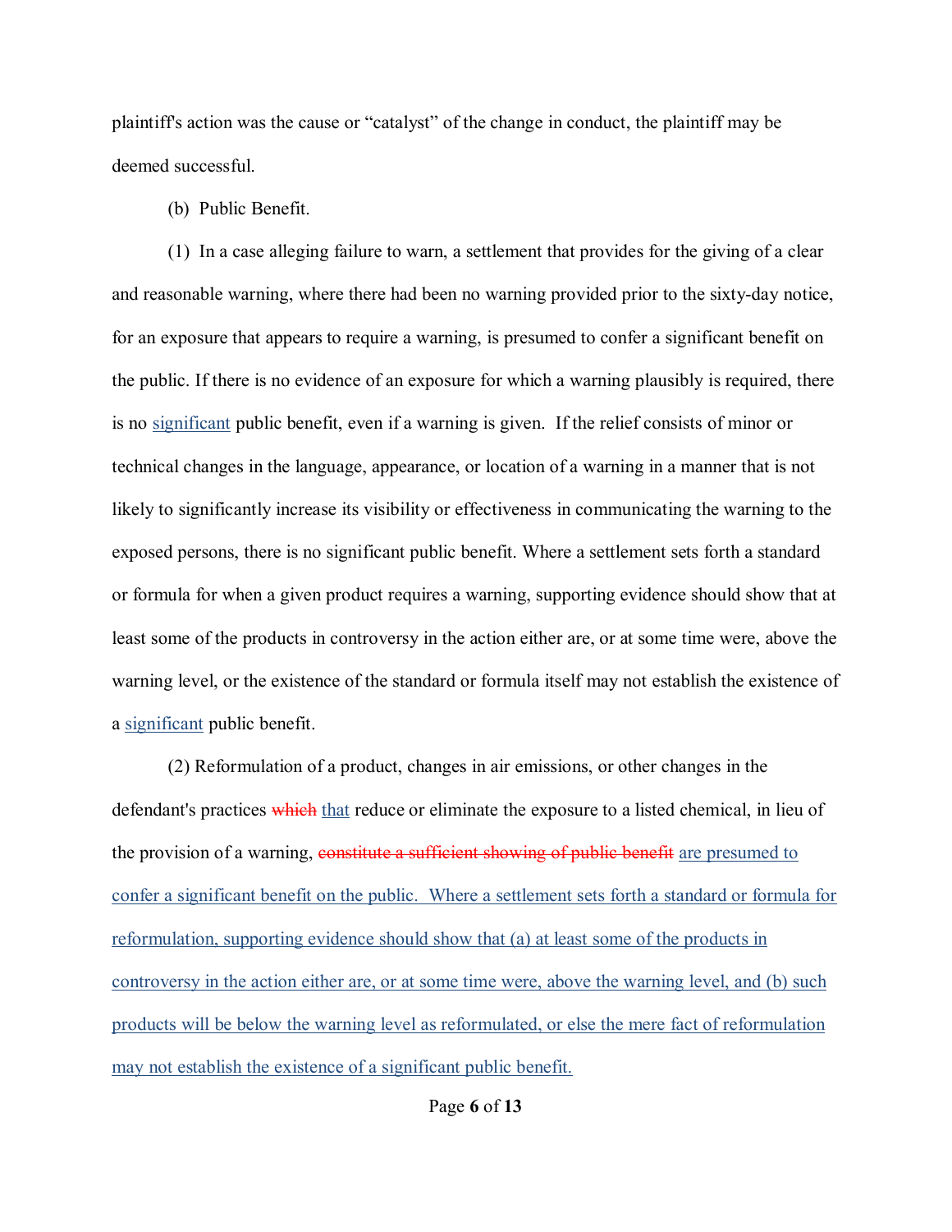plaintiff's action was the cause or "catalyst" of the change in conduct, the plaintiff may be deemed successful.

(b) Public Benefit.

(1) In a case alleging failure to warn, a settlement that provides for the giving of a clear and reasonable warning, where there had been no warning provided prior to the sixty-day notice, for an exposure that appears to require a warning, is presumed to confer a significant benefit on the public. If there is no evidence of an exposure for which a warning plausibly is required, there is no <u>significant</u> public benefit, even if a warning is given. If the relief consists of minor or technical changes in the language, appearance, or location of a warning in a manner that is not likely to significantly increase its visibility or effectiveness in communicating the warning to the exposed persons, there is no significant public benefit. Where a settlement sets forth a standard or formula for when a given product requires a warning, supporting evidence should show that at least some of the products in controversy in the action either are, or at some time were, above the warning level, or the existence of the standard or formula itself may not establish the existence of a <u>significant</u> public benefit.

(2) Reformulation of a product, changes in air emissions, or other changes in the defendant's practices ~~which~~ <u>that</u> reduce or eliminate the exposure to a listed chemical, in lieu of the provision of a warning, ~~constitute a sufficient showing of public benefit~~ <u>are presumed to confer a significant benefit on the public. Where a settlement sets forth a standard or formula for reformulation, supporting evidence should show that (a) at least some of the products in controversy in the action either are, or at some time were, above the warning level, and (b) such products will be below the warning level as reformulated, or else the mere fact of reformulation may not establish the existence of a significant public benefit.</u>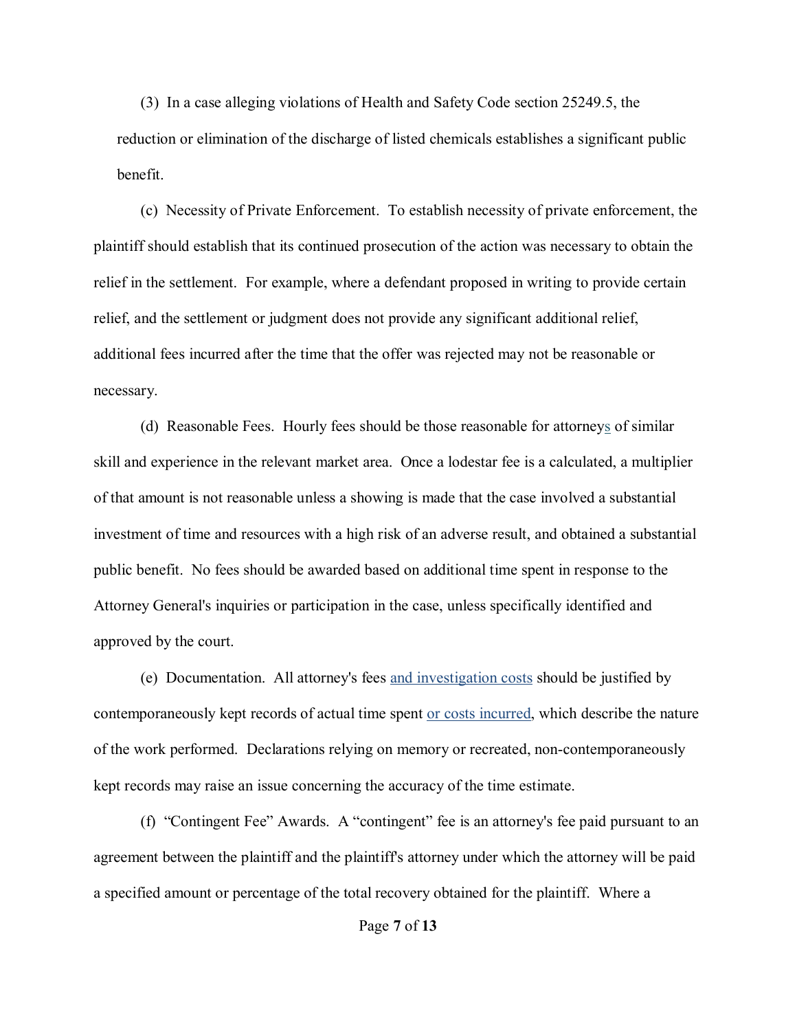(3) In a case alleging violations of Health and Safety Code section 25249.5, the reduction or elimination of the discharge of listed chemicals establishes a significant public benefit.

(c) Necessity of Private Enforcement. To establish necessity of private enforcement, the plaintiff should establish that its continued prosecution of the action was necessary to obtain the relief in the settlement. For example, where a defendant proposed in writing to provide certain relief, and the settlement or judgment does not provide any significant additional relief, additional fees incurred after the time that the offer was rejected may not be reasonable or necessary.

(d) Reasonable Fees. Hourly fees should be those reasonable for attorneys of similar skill and experience in the relevant market area. Once a lodestar fee is a calculated, a multiplier of that amount is not reasonable unless a showing is made that the case involved a substantial investment of time and resources with a high risk of an adverse result, and obtained a substantial public benefit. No fees should be awarded based on additional time spent in response to the Attorney General's inquiries or participation in the case, unless specifically identified and approved by the court.

(e) Documentation. All attorney's fees and investigation costs should be justified by contemporaneously kept records of actual time spent or costs incurred, which describe the nature of the work performed. Declarations relying on memory or recreated, non-contemporaneously kept records may raise an issue concerning the accuracy of the time estimate.

(f) "Contingent Fee" Awards. A "contingent" fee is an attorney's fee paid pursuant to an agreement between the plaintiff and the plaintiff's attorney under which the attorney will be paid a specified amount or percentage of the total recovery obtained for the plaintiff. Where a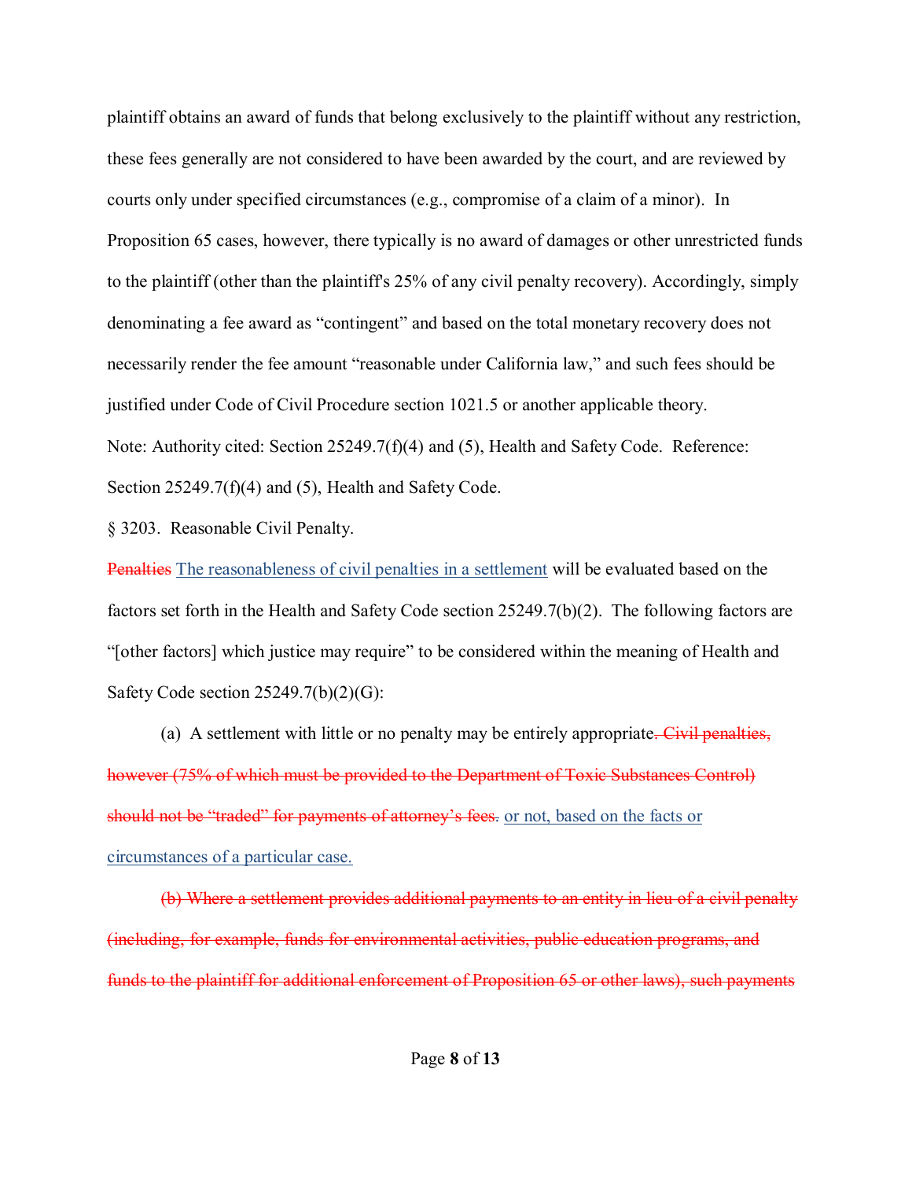plaintiff obtains an award of funds that belong exclusively to the plaintiff without any restriction, these fees generally are not considered to have been awarded by the court, and are reviewed by courts only under specified circumstances (e.g., compromise of a claim of a minor). In Proposition 65 cases, however, there typically is no award of damages or other unrestricted funds to the plaintiff (other than the plaintiff's 25% of any civil penalty recovery). Accordingly, simply denominating a fee award as "contingent" and based on the total monetary recovery does not necessarily render the fee amount "reasonable under California law," and such fees should be justified under Code of Civil Procedure section 1021.5 or another applicable theory.

Note: Authority cited: Section 25249.7(f)(4) and (5), Health and Safety Code. Reference: Section 25249.7(f)(4) and (5), Health and Safety Code.

§ 3203. Reasonable Civil Penalty.

~~Penalties~~ <u>The reasonableness of civil penalties in a settlement</u> will be evaluated based on the factors set forth in the Health and Safety Code section 25249.7(b)(2). The following factors are "[other factors] which justice may require" to be considered within the meaning of Health and Safety Code section 25249.7(b)(2)(G):

(a) A settlement with little or no penalty may be entirely appropriate~~. Civil penalties, however (75% of which must be provided to the Department of Toxic Substances Control) should not be "traded" for payments of attorney's fees.~~ <u>or not, based on the facts or circumstances of a particular case.</u>

~~(b) Where a settlement provides additional payments to an entity in lieu of a civil penalty (including, for example, funds for environmental activities, public education programs, and funds to the plaintiff for additional enforcement of Proposition 65 or other laws), such payments~~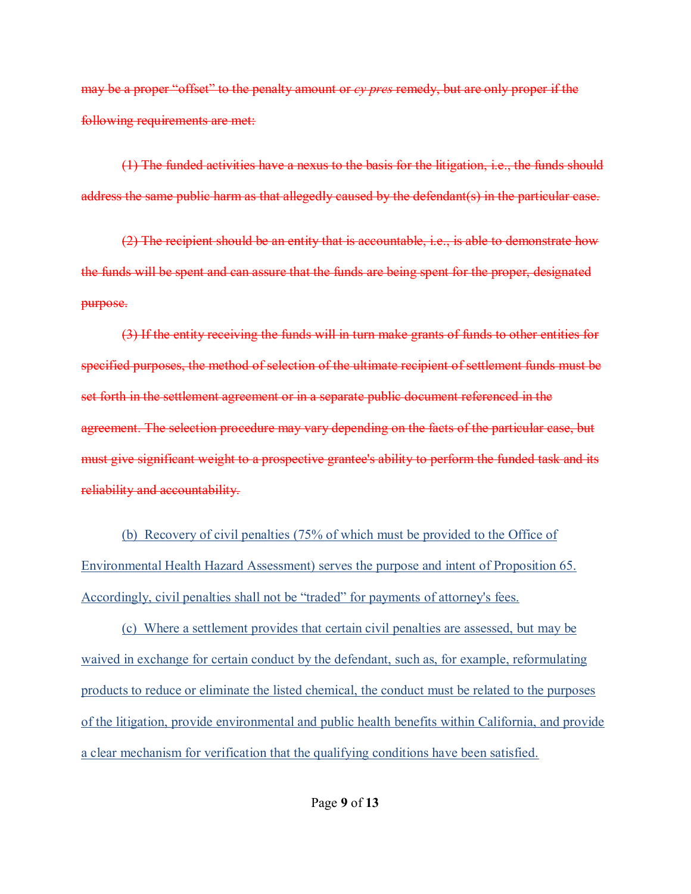~~may be a proper "offset" to the penalty amount or *cy pres* remedy, but are only proper if the following requirements are met:~~

~~(1) The funded activities have a nexus to the basis for the litigation, i.e., the funds should address the same public harm as that allegedly caused by the defendant(s) in the particular case.~~

~~(2) The recipient should be an entity that is accountable, i.e., is able to demonstrate how the funds will be spent and can assure that the funds are being spent for the proper, designated purpose.~~

~~(3) If the entity receiving the funds will in turn make grants of funds to other entities for specified purposes, the method of selection of the ultimate recipient of settlement funds must be set forth in the settlement agreement or in a separate public document referenced in the agreement. The selection procedure may vary depending on the facts of the particular case, but must give significant weight to a prospective grantee's ability to perform the funded task and its reliability and accountability.~~

<u>(b) Recovery of civil penalties (75% of which must be provided to the Office of Environmental Health Hazard Assessment) serves the purpose and intent of Proposition 65. Accordingly, civil penalties shall not be "traded" for payments of attorney's fees.</u>

<u>(c) Where a settlement provides that certain civil penalties are assessed, but may be waived in exchange for certain conduct by the defendant, such as, for example, reformulating products to reduce or eliminate the listed chemical, the conduct must be related to the purposes of the litigation, provide environmental and public health benefits within California, and provide a clear mechanism for verification that the qualifying conditions have been satisfied.</u>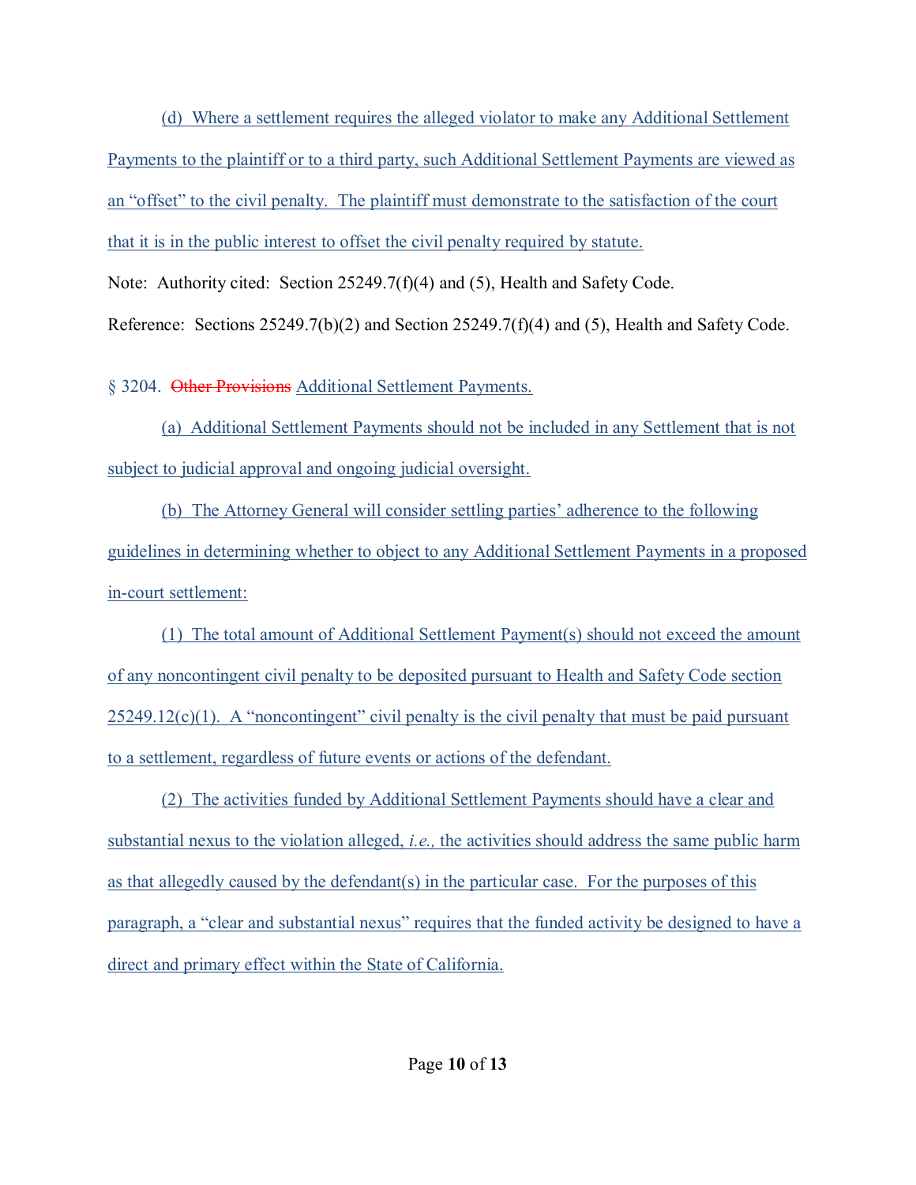(d) Where a settlement requires the alleged violator to make any Additional Settlement Payments to the plaintiff or to a third party, such Additional Settlement Payments are viewed as an "offset" to the civil penalty. The plaintiff must demonstrate to the satisfaction of the court that it is in the public interest to offset the civil penalty required by statute.

Note: Authority cited: Section 25249.7(f)(4) and (5), Health and Safety Code.

Reference: Sections 25249.7(b)(2) and Section 25249.7(f)(4) and (5), Health and Safety Code.

§ 3204. ~~Other Provisions~~ Additional Settlement Payments.

(a) Additional Settlement Payments should not be included in any Settlement that is not subject to judicial approval and ongoing judicial oversight.

(b) The Attorney General will consider settling parties' adherence to the following guidelines in determining whether to object to any Additional Settlement Payments in a proposed in-court settlement:

(1) The total amount of Additional Settlement Payment(s) should not exceed the amount of any noncontingent civil penalty to be deposited pursuant to Health and Safety Code section 25249.12(c)(1). A "noncontingent" civil penalty is the civil penalty that must be paid pursuant to a settlement, regardless of future events or actions of the defendant.

(2) The activities funded by Additional Settlement Payments should have a clear and substantial nexus to the violation alleged, *i.e.,* the activities should address the same public harm as that allegedly caused by the defendant(s) in the particular case. For the purposes of this paragraph, a "clear and substantial nexus" requires that the funded activity be designed to have a direct and primary effect within the State of California.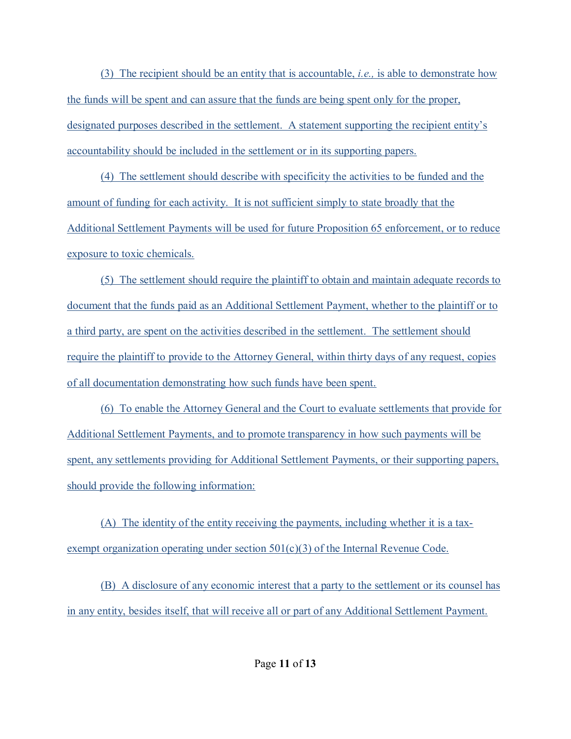(3) The recipient should be an entity that is accountable, *i.e.,* is able to demonstrate how the funds will be spent and can assure that the funds are being spent only for the proper, designated purposes described in the settlement. A statement supporting the recipient entity's accountability should be included in the settlement or in its supporting papers.

(4) The settlement should describe with specificity the activities to be funded and the amount of funding for each activity. It is not sufficient simply to state broadly that the Additional Settlement Payments will be used for future Proposition 65 enforcement, or to reduce exposure to toxic chemicals.

(5) The settlement should require the plaintiff to obtain and maintain adequate records to document that the funds paid as an Additional Settlement Payment, whether to the plaintiff or to a third party, are spent on the activities described in the settlement. The settlement should require the plaintiff to provide to the Attorney General, within thirty days of any request, copies of all documentation demonstrating how such funds have been spent.

(6) To enable the Attorney General and the Court to evaluate settlements that provide for Additional Settlement Payments, and to promote transparency in how such payments will be spent, any settlements providing for Additional Settlement Payments, or their supporting papers, should provide the following information:

(A) The identity of the entity receiving the payments, including whether it is a tax-exempt organization operating under section 501(c)(3) of the Internal Revenue Code.

(B) A disclosure of any economic interest that a party to the settlement or its counsel has in any entity, besides itself, that will receive all or part of any Additional Settlement Payment.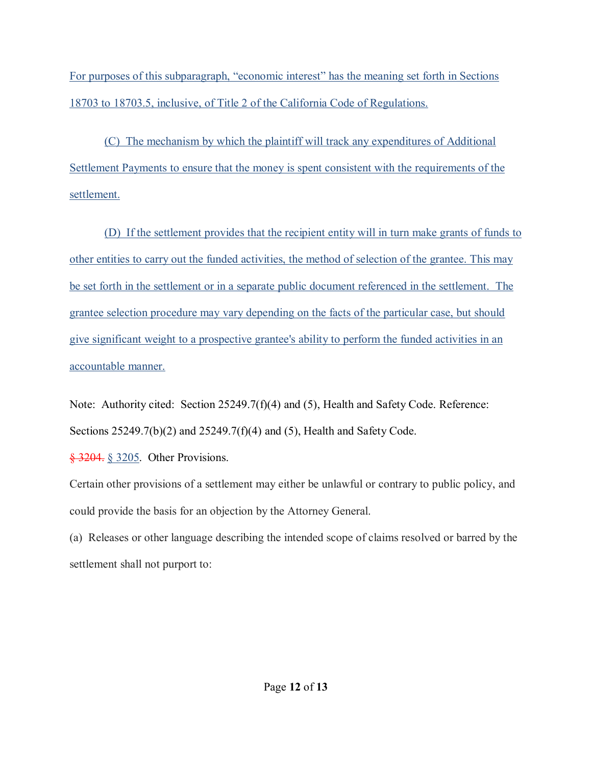For purposes of this subparagraph, "economic interest" has the meaning set forth in Sections 18703 to 18703.5, inclusive, of Title 2 of the California Code of Regulations.

(C) The mechanism by which the plaintiff will track any expenditures of Additional Settlement Payments to ensure that the money is spent consistent with the requirements of the settlement.

(D) If the settlement provides that the recipient entity will in turn make grants of funds to other entities to carry out the funded activities, the method of selection of the grantee. This may be set forth in the settlement or in a separate public document referenced in the settlement. The grantee selection procedure may vary depending on the facts of the particular case, but should give significant weight to a prospective grantee's ability to perform the funded activities in an accountable manner.

Note: Authority cited: Section 25249.7(f)(4) and (5), Health and Safety Code. Reference: Sections 25249.7(b)(2) and 25249.7(f)(4) and (5), Health and Safety Code.

~~§ 3204.~~ § 3205. Other Provisions.

Certain other provisions of a settlement may either be unlawful or contrary to public policy, and could provide the basis for an objection by the Attorney General.

(a) Releases or other language describing the intended scope of claims resolved or barred by the settlement shall not purport to: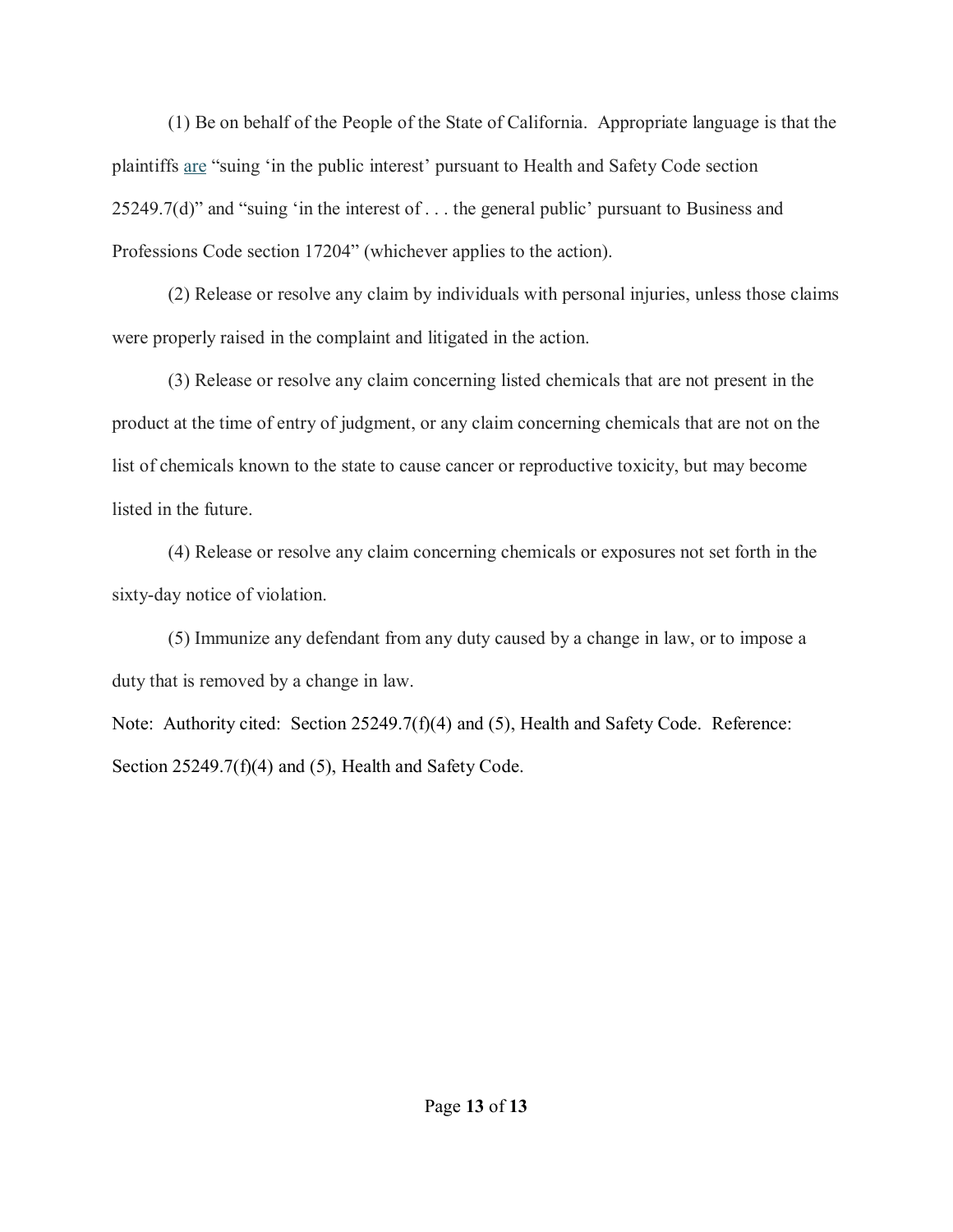(1) Be on behalf of the People of the State of California. Appropriate language is that the plaintiffs <u>are</u> "suing 'in the public interest' pursuant to Health and Safety Code section 25249.7(d)" and "suing 'in the interest of . . . the general public' pursuant to Business and Professions Code section 17204" (whichever applies to the action).

(2) Release or resolve any claim by individuals with personal injuries, unless those claims were properly raised in the complaint and litigated in the action.

(3) Release or resolve any claim concerning listed chemicals that are not present in the product at the time of entry of judgment, or any claim concerning chemicals that are not on the list of chemicals known to the state to cause cancer or reproductive toxicity, but may become listed in the future.

(4) Release or resolve any claim concerning chemicals or exposures not set forth in the sixty-day notice of violation.

(5) Immunize any defendant from any duty caused by a change in law, or to impose a duty that is removed by a change in law.

Note: Authority cited: Section 25249.7(f)(4) and (5), Health and Safety Code. Reference: Section 25249.7(f)(4) and (5), Health and Safety Code.